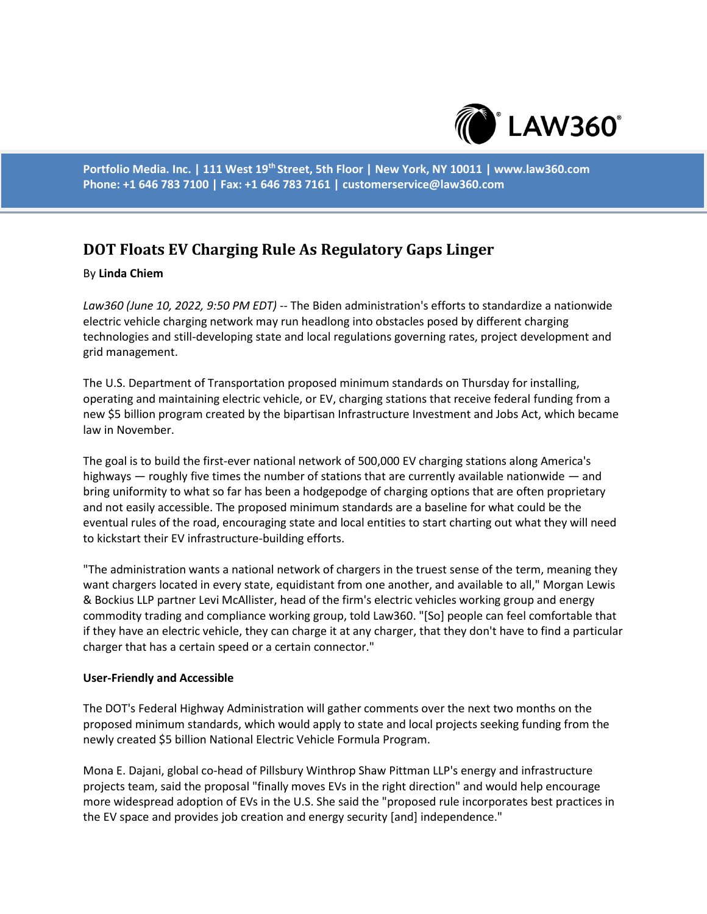Portfolio Media. Inc. | 111 West 19th Street, 5th Floor | New York, NY 10011 | www.law360.com
Phone: +1 646 783 7100 | Fax: +1 646 783 7161 | customerservice@law360.com

# DOT Floats EV Charging Rule As Regulatory Gaps Linger

By **Linda Chiem**

*Law360 (June 10, 2022, 9:50 PM EDT)* -- The Biden administration's efforts to standardize a nationwide electric vehicle charging network may run headlong into obstacles posed by different charging technologies and still-developing state and local regulations governing rates, project development and grid management.

The U.S. Department of Transportation proposed minimum standards on Thursday for installing, operating and maintaining electric vehicle, or EV, charging stations that receive federal funding from a new $5 billion program created by the bipartisan Infrastructure Investment and Jobs Act, which became law in November.

The goal is to build the first-ever national network of 500,000 EV charging stations along America's highways — roughly five times the number of stations that are currently available nationwide — and bring uniformity to what so far has been a hodgepodge of charging options that are often proprietary and not easily accessible. The proposed minimum standards are a baseline for what could be the eventual rules of the road, encouraging state and local entities to start charting out what they will need to kickstart their EV infrastructure-building efforts.

"The administration wants a national network of chargers in the truest sense of the term, meaning they want chargers located in every state, equidistant from one another, and available to all," Morgan Lewis & Bockius LLP partner Levi McAllister, head of the firm's electric vehicles working group and energy commodity trading and compliance working group, told Law360. "[So] people can feel comfortable that if they have an electric vehicle, they can charge it at any charger, that they don't have to find a particular charger that has a certain speed or a certain connector."

**User-Friendly and Accessible**

The DOT's Federal Highway Administration will gather comments over the next two months on the proposed minimum standards, which would apply to state and local projects seeking funding from the newly created $5 billion National Electric Vehicle Formula Program.

Mona E. Dajani, global co-head of Pillsbury Winthrop Shaw Pittman LLP's energy and infrastructure projects team, said the proposal "finally moves EVs in the right direction" and would help encourage more widespread adoption of EVs in the U.S. She said the "proposed rule incorporates best practices in the EV space and provides job creation and energy security [and] independence."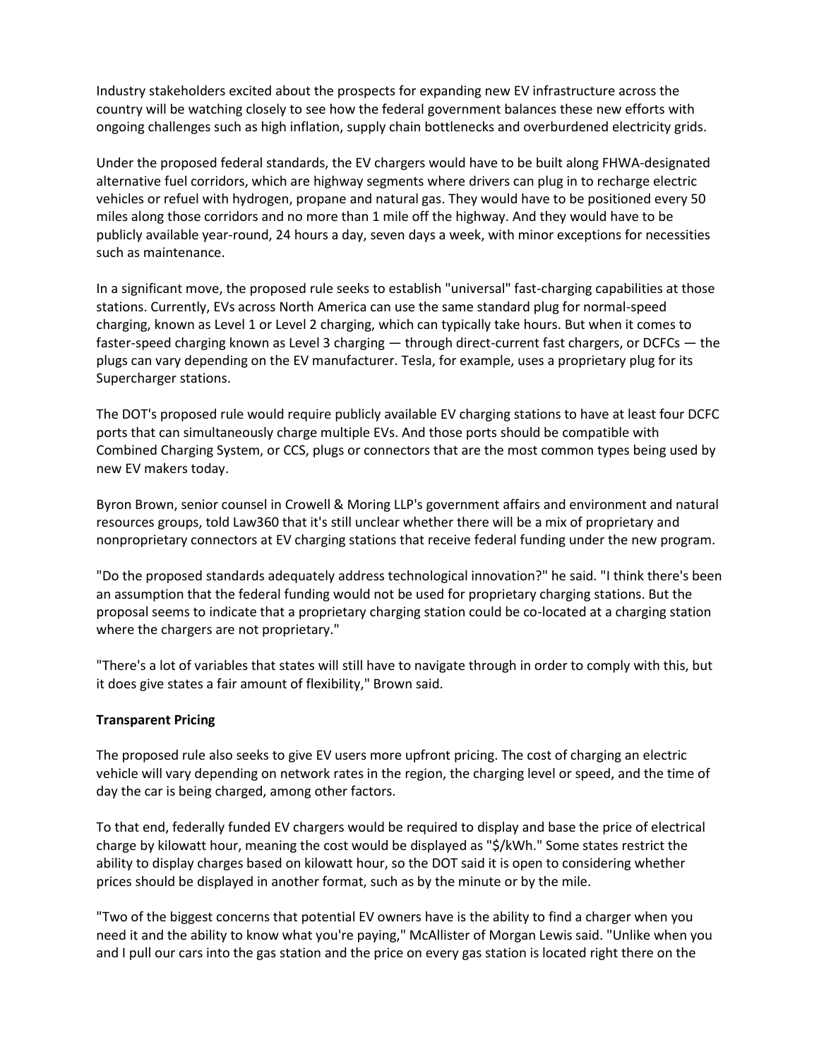Industry stakeholders excited about the prospects for expanding new EV infrastructure across the country will be watching closely to see how the federal government balances these new efforts with ongoing challenges such as high inflation, supply chain bottlenecks and overburdened electricity grids.

Under the proposed federal standards, the EV chargers would have to be built along FHWA-designated alternative fuel corridors, which are highway segments where drivers can plug in to recharge electric vehicles or refuel with hydrogen, propane and natural gas. They would have to be positioned every 50 miles along those corridors and no more than 1 mile off the highway. And they would have to be publicly available year-round, 24 hours a day, seven days a week, with minor exceptions for necessities such as maintenance.

In a significant move, the proposed rule seeks to establish "universal" fast-charging capabilities at those stations. Currently, EVs across North America can use the same standard plug for normal-speed charging, known as Level 1 or Level 2 charging, which can typically take hours. But when it comes to faster-speed charging known as Level 3 charging — through direct-current fast chargers, or DCFCs — the plugs can vary depending on the EV manufacturer. Tesla, for example, uses a proprietary plug for its Supercharger stations.

The DOT's proposed rule would require publicly available EV charging stations to have at least four DCFC ports that can simultaneously charge multiple EVs. And those ports should be compatible with Combined Charging System, or CCS, plugs or connectors that are the most common types being used by new EV makers today.

Byron Brown, senior counsel in Crowell & Moring LLP's government affairs and environment and natural resources groups, told Law360 that it's still unclear whether there will be a mix of proprietary and nonproprietary connectors at EV charging stations that receive federal funding under the new program.

"Do the proposed standards adequately address technological innovation?" he said. "I think there's been an assumption that the federal funding would not be used for proprietary charging stations. But the proposal seems to indicate that a proprietary charging station could be co-located at a charging station where the chargers are not proprietary."

"There's a lot of variables that states will still have to navigate through in order to comply with this, but it does give states a fair amount of flexibility," Brown said.

**Transparent Pricing**

The proposed rule also seeks to give EV users more upfront pricing. The cost of charging an electric vehicle will vary depending on network rates in the region, the charging level or speed, and the time of day the car is being charged, among other factors.

To that end, federally funded EV chargers would be required to display and base the price of electrical charge by kilowatt hour, meaning the cost would be displayed as "$/kWh." Some states restrict the ability to display charges based on kilowatt hour, so the DOT said it is open to considering whether prices should be displayed in another format, such as by the minute or by the mile.

"Two of the biggest concerns that potential EV owners have is the ability to find a charger when you need it and the ability to know what you're paying," McAllister of Morgan Lewis said. "Unlike when you and I pull our cars into the gas station and the price on every gas station is located right there on the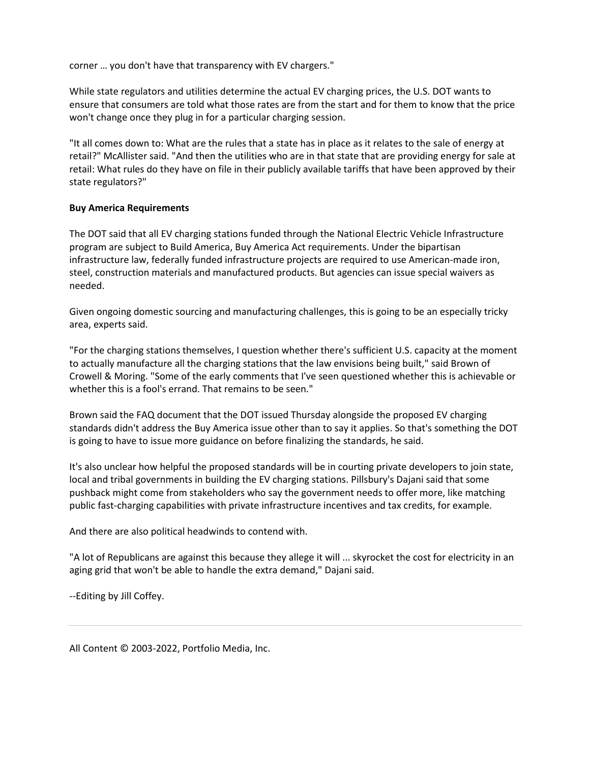corner … you don't have that transparency with EV chargers."

While state regulators and utilities determine the actual EV charging prices, the U.S. DOT wants to ensure that consumers are told what those rates are from the start and for them to know that the price won't change once they plug in for a particular charging session.

"It all comes down to: What are the rules that a state has in place as it relates to the sale of energy at retail?" McAllister said. "And then the utilities who are in that state that are providing energy for sale at retail: What rules do they have on file in their publicly available tariffs that have been approved by their state regulators?"

**Buy America Requirements**

The DOT said that all EV charging stations funded through the National Electric Vehicle Infrastructure program are subject to Build America, Buy America Act requirements. Under the bipartisan infrastructure law, federally funded infrastructure projects are required to use American-made iron, steel, construction materials and manufactured products. But agencies can issue special waivers as needed.

Given ongoing domestic sourcing and manufacturing challenges, this is going to be an especially tricky area, experts said.

"For the charging stations themselves, I question whether there's sufficient U.S. capacity at the moment to actually manufacture all the charging stations that the law envisions being built," said Brown of Crowell & Moring. "Some of the early comments that I've seen questioned whether this is achievable or whether this is a fool's errand. That remains to be seen."

Brown said the FAQ document that the DOT issued Thursday alongside the proposed EV charging standards didn't address the Buy America issue other than to say it applies. So that's something the DOT is going to have to issue more guidance on before finalizing the standards, he said.

It's also unclear how helpful the proposed standards will be in courting private developers to join state, local and tribal governments in building the EV charging stations. Pillsbury's Dajani said that some pushback might come from stakeholders who say the government needs to offer more, like matching public fast-charging capabilities with private infrastructure incentives and tax credits, for example.

And there are also political headwinds to contend with.

"A lot of Republicans are against this because they allege it will ... skyrocket the cost for electricity in an aging grid that won't be able to handle the extra demand," Dajani said.

--Editing by Jill Coffey.

---

All Content © 2003-2022, Portfolio Media, Inc.